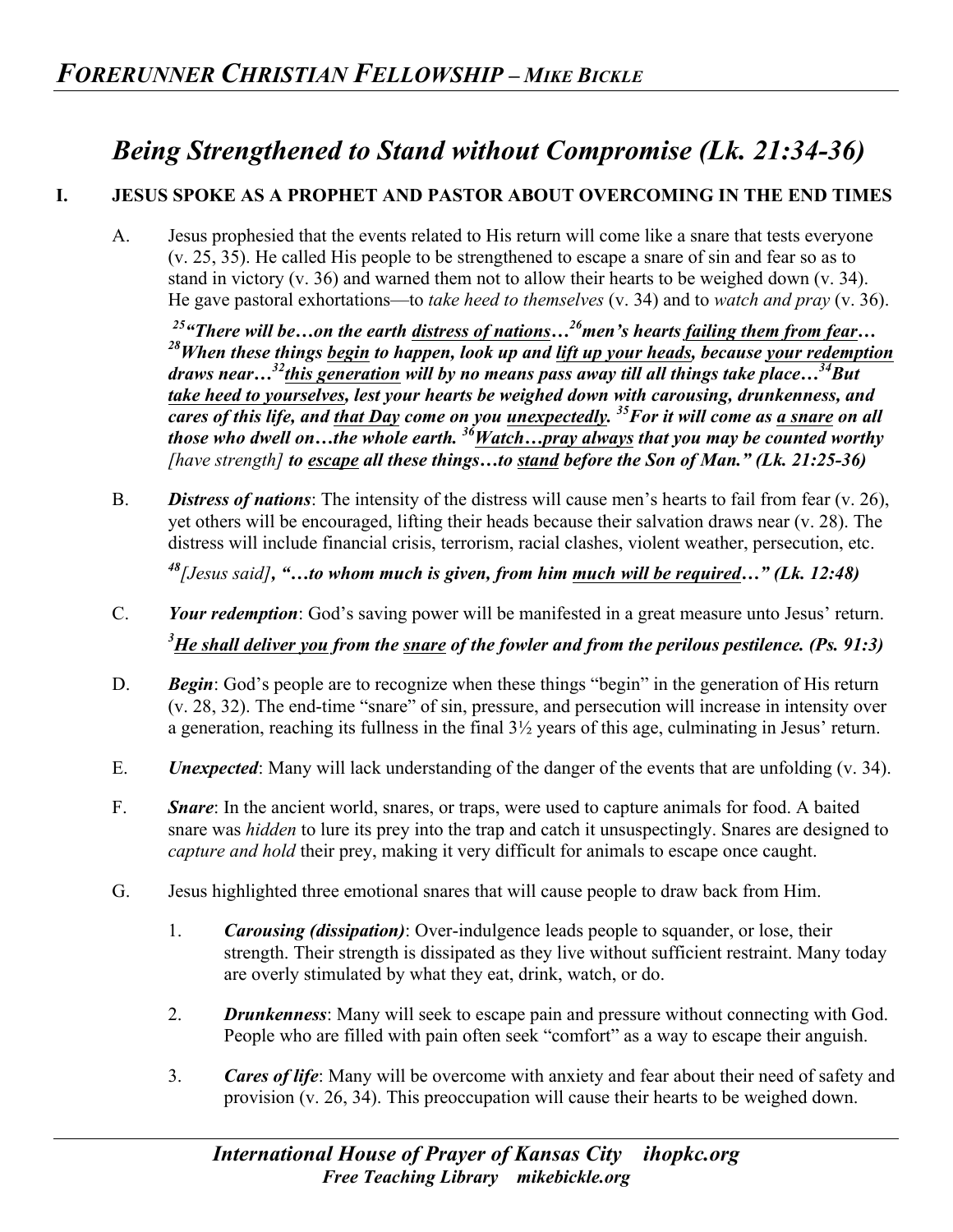# *Being Strengthened to Stand without Compromise (Lk. 21:34-36)*

## I. JESUS SPOKE AS A PROPHET AND PASTOR ABOUT OVERCOMING IN THE END TIMES

A. Jesus prophesied that the events related to His return will come like a snare that tests everyone (v. 25, 35). He called His people to be strengthened to escape a snare of sin and fear so as to stand in victory (v. 36) and warned them not to allow their hearts to be weighed down (v. 34). He gave pastoral exhortations—to *take heed to themselves* (v. 34) and to *watch and pray* (v. 36).

> ***[25]"There will be…on the earth distress of nations…[26]men's hearts failing them from fear…[28]When these things begin to happen, look up and lift up your heads, because your redemption draws near…[32]this generation will by no means pass away till all things take place…[34]But take heed to yourselves, lest your hearts be weighed down with carousing, drunkenness, and cares of this life, and that Day come on you unexpectedly. [35]For it will come as a snare on all those who dwell on…the whole earth. [36]Watch…pray always that you may be counted worthy*** *[have strength]* ***to escape all these things…to stand before the Son of Man." (Lk. 21:25-36)***

B. ***Distress of nations***: The intensity of the distress will cause men's hearts to fail from fear (v. 26), yet others will be encouraged, lifting their heads because their salvation draws near (v. 28). The distress will include financial crisis, terrorism, racial clashes, violent weather, persecution, etc.

> *[48][Jesus said]**, "…to whom much is given, from him much will be required…" (Lk. 12:48)***

C. ***Your redemption***: God's saving power will be manifested in a great measure unto Jesus' return.

> ***[3]He shall deliver you from the snare of the fowler and from the perilous pestilence. (Ps. 91:3)***

D. ***Begin***: God's people are to recognize when these things "begin" in the generation of His return (v. 28, 32). The end-time "snare" of sin, pressure, and persecution will increase in intensity over a generation, reaching its fullness in the final 3½ years of this age, culminating in Jesus' return.

E. ***Unexpected***: Many will lack understanding of the danger of the events that are unfolding (v. 34).

F. ***Snare***: In the ancient world, snares, or traps, were used to capture animals for food. A baited snare was *hidden* to lure its prey into the trap and catch it unsuspectingly. Snares are designed to *capture and hold* their prey, making it very difficult for animals to escape once caught.

G. Jesus highlighted three emotional snares that will cause people to draw back from Him.

1. ***Carousing (dissipation)***: Over-indulgence leads people to squander, or lose, their strength. Their strength is dissipated as they live without sufficient restraint. Many today are overly stimulated by what they eat, drink, watch, or do.

2. ***Drunkenness***: Many will seek to escape pain and pressure without connecting with God. People who are filled with pain often seek "comfort" as a way to escape their anguish.

3. ***Cares of life***: Many will be overcome with anxiety and fear about their need of safety and provision (v. 26, 34). This preoccupation will cause their hearts to be weighed down.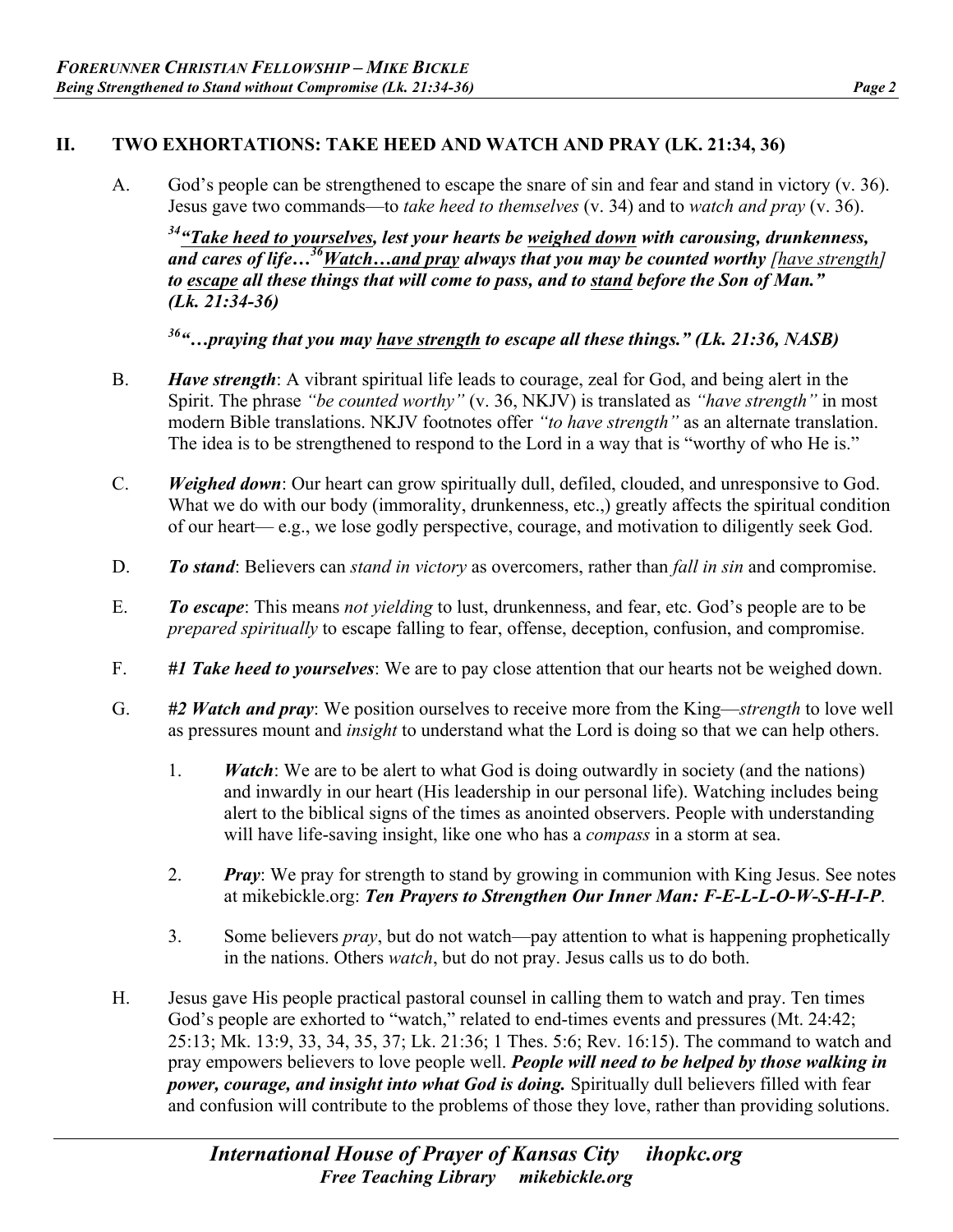## II. TWO EXHORTATIONS: TAKE HEED AND WATCH AND PRAY (LK. 21:34, 36)

A. God's people can be strengthened to escape the snare of sin and fear and stand in victory (v. 36). Jesus gave two commands—to *take heed to themselves* (v. 34) and to *watch and pray* (v. 36).

> [34] ***"Take heed to yourselves, lest your hearts be weighed down with carousing, drunkenness, and cares of life…[36] Watch…and pray always that you may be counted worthy [have strength] to escape all these things that will come to pass, and to stand before the Son of Man." (Lk. 21:34-36)***
>
> [36] ***"…praying that you may have strength to escape all these things." (Lk. 21:36, NASB)***

B. ***Have strength***: A vibrant spiritual life leads to courage, zeal for God, and being alert in the Spirit. The phrase *"be counted worthy"* (v. 36, NKJV) is translated as *"have strength"* in most modern Bible translations. NKJV footnotes offer *"to have strength"* as an alternate translation. The idea is to be strengthened to respond to the Lord in a way that is "worthy of who He is."

C. ***Weighed down***: Our heart can grow spiritually dull, defiled, clouded, and unresponsive to God. What we do with our body (immorality, drunkenness, etc.,) greatly affects the spiritual condition of our heart— e.g., we lose godly perspective, courage, and motivation to diligently seek God.

D. ***To stand***: Believers can *stand in victory* as overcomers, rather than *fall in sin* and compromise.

E. ***To escape***: This means *not yielding* to lust, drunkenness, and fear, etc. God's people are to be *prepared spiritually* to escape falling to fear, offense, deception, confusion, and compromise.

F. ***#1 Take heed to yourselves***: We are to pay close attention that our hearts not be weighed down.

G. ***#2 Watch and pray***: We position ourselves to receive more from the King—*strength* to love well as pressures mount and *insight* to understand what the Lord is doing so that we can help others.

1. ***Watch***: We are to be alert to what God is doing outwardly in society (and the nations) and inwardly in our heart (His leadership in our personal life). Watching includes being alert to the biblical signs of the times as anointed observers. People with understanding will have life-saving insight, like one who has a *compass* in a storm at sea.
2. ***Pray***: We pray for strength to stand by growing in communion with King Jesus. See notes at mikebickle.org: ***Ten Prayers to Strengthen Our Inner Man: F-E-L-L-O-W-S-H-I-P***.
3. Some believers *pray*, but do not watch—pay attention to what is happening prophetically in the nations. Others *watch*, but do not pray. Jesus calls us to do both.

H. Jesus gave His people practical pastoral counsel in calling them to watch and pray. Ten times God's people are exhorted to "watch," related to end-times events and pressures (Mt. 24:42; 25:13; Mk. 13:9, 33, 34, 35, 37; Lk. 21:36; 1 Thes. 5:6; Rev. 16:15). The command to watch and pray empowers believers to love people well. ***People will need to be helped by those walking in power, courage, and insight into what God is doing.*** Spiritually dull believers filled with fear and confusion will contribute to the problems of those they love, rather than providing solutions.